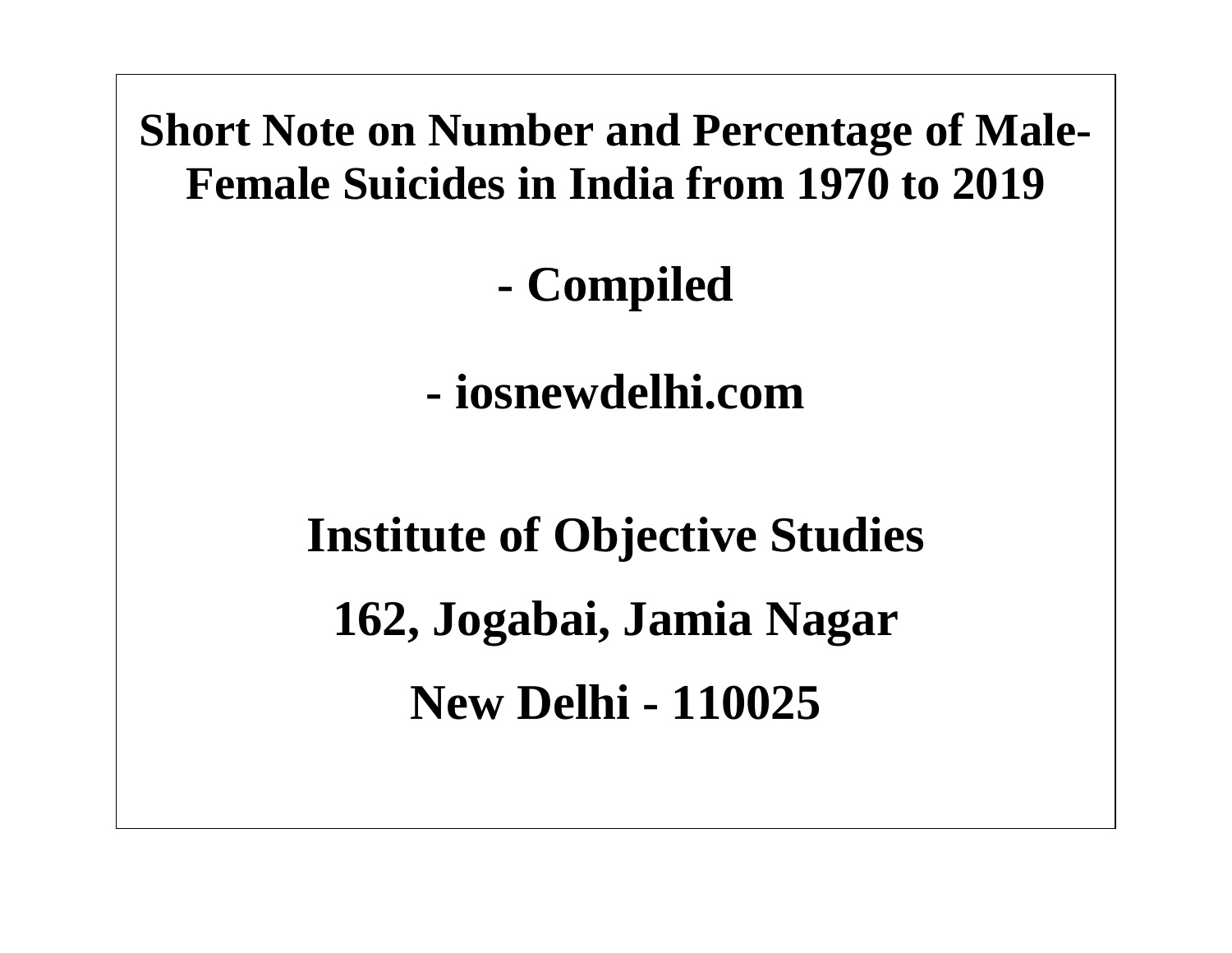# Short Note on Number and Percentage of Male-Female Suicides in India from 1970 to 2019

**- Compiled**

**- iosnewdelhi.com**

**Institute of Objective Studies**

**162, Jogabai, Jamia Nagar**

**New Delhi - 110025**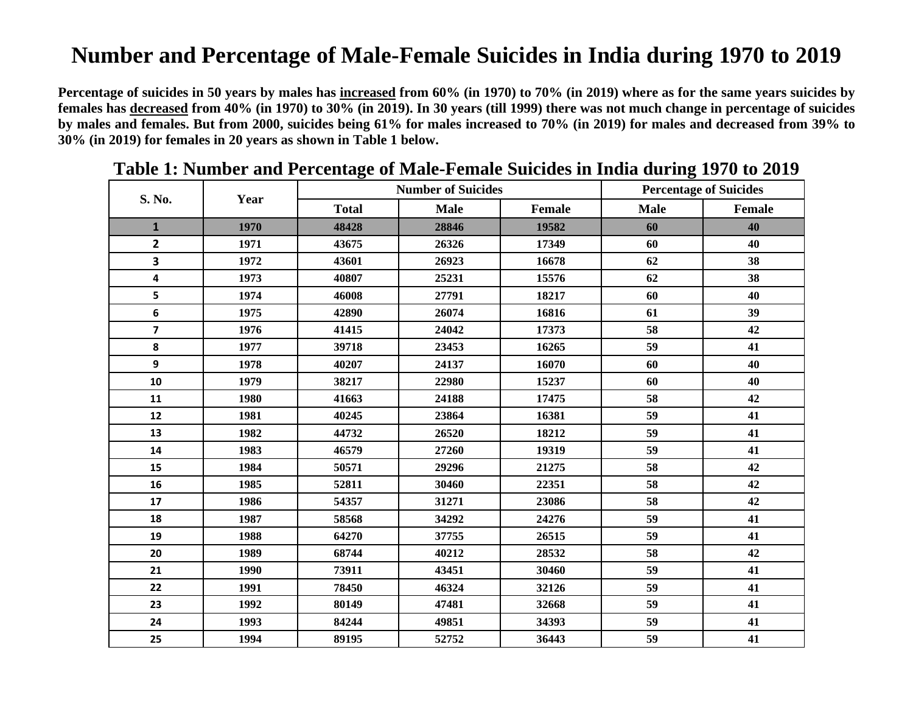# Number and Percentage of Male-Female Suicides in India during 1970 to 2019

**Percentage of suicides in 50 years by males has increased from 60% (in 1970) to 70% (in 2019) where as for the same years suicides by females has decreased from 40% (in 1970) to 30% (in 2019). In 30 years (till 1999) there was not much change in percentage of suicides by males and females. But from 2000, suicides being 61% for males increased to 70% (in 2019) for males and decreased from 39% to 30% (in 2019) for females in 20 years as shown in Table 1 below.**

## Table 1: Number and Percentage of Male-Female Suicides in India during 1970 to 2019

| S. No. | Year | Number of Suicides | | | Percentage of Suicides | |
|---|---|---|---|---|---|---|
| | | Total | Male | Female | Male | Female |
| 1 | 1970 | 48428 | 28846 | 19582 | 60 | 40 |
| 2 | 1971 | 43675 | 26326 | 17349 | 60 | 40 |
| 3 | 1972 | 43601 | 26923 | 16678 | 62 | 38 |
| 4 | 1973 | 40807 | 25231 | 15576 | 62 | 38 |
| 5 | 1974 | 46008 | 27791 | 18217 | 60 | 40 |
| 6 | 1975 | 42890 | 26074 | 16816 | 61 | 39 |
| 7 | 1976 | 41415 | 24042 | 17373 | 58 | 42 |
| 8 | 1977 | 39718 | 23453 | 16265 | 59 | 41 |
| 9 | 1978 | 40207 | 24137 | 16070 | 60 | 40 |
| 10 | 1979 | 38217 | 22980 | 15237 | 60 | 40 |
| 11 | 1980 | 41663 | 24188 | 17475 | 58 | 42 |
| 12 | 1981 | 40245 | 23864 | 16381 | 59 | 41 |
| 13 | 1982 | 44732 | 26520 | 18212 | 59 | 41 |
| 14 | 1983 | 46579 | 27260 | 19319 | 59 | 41 |
| 15 | 1984 | 50571 | 29296 | 21275 | 58 | 42 |
| 16 | 1985 | 52811 | 30460 | 22351 | 58 | 42 |
| 17 | 1986 | 54357 | 31271 | 23086 | 58 | 42 |
| 18 | 1987 | 58568 | 34292 | 24276 | 59 | 41 |
| 19 | 1988 | 64270 | 37755 | 26515 | 59 | 41 |
| 20 | 1989 | 68744 | 40212 | 28532 | 58 | 42 |
| 21 | 1990 | 73911 | 43451 | 30460 | 59 | 41 |
| 22 | 1991 | 78450 | 46324 | 32126 | 59 | 41 |
| 23 | 1992 | 80149 | 47481 | 32668 | 59 | 41 |
| 24 | 1993 | 84244 | 49851 | 34393 | 59 | 41 |
| 25 | 1994 | 89195 | 52752 | 36443 | 59 | 41 |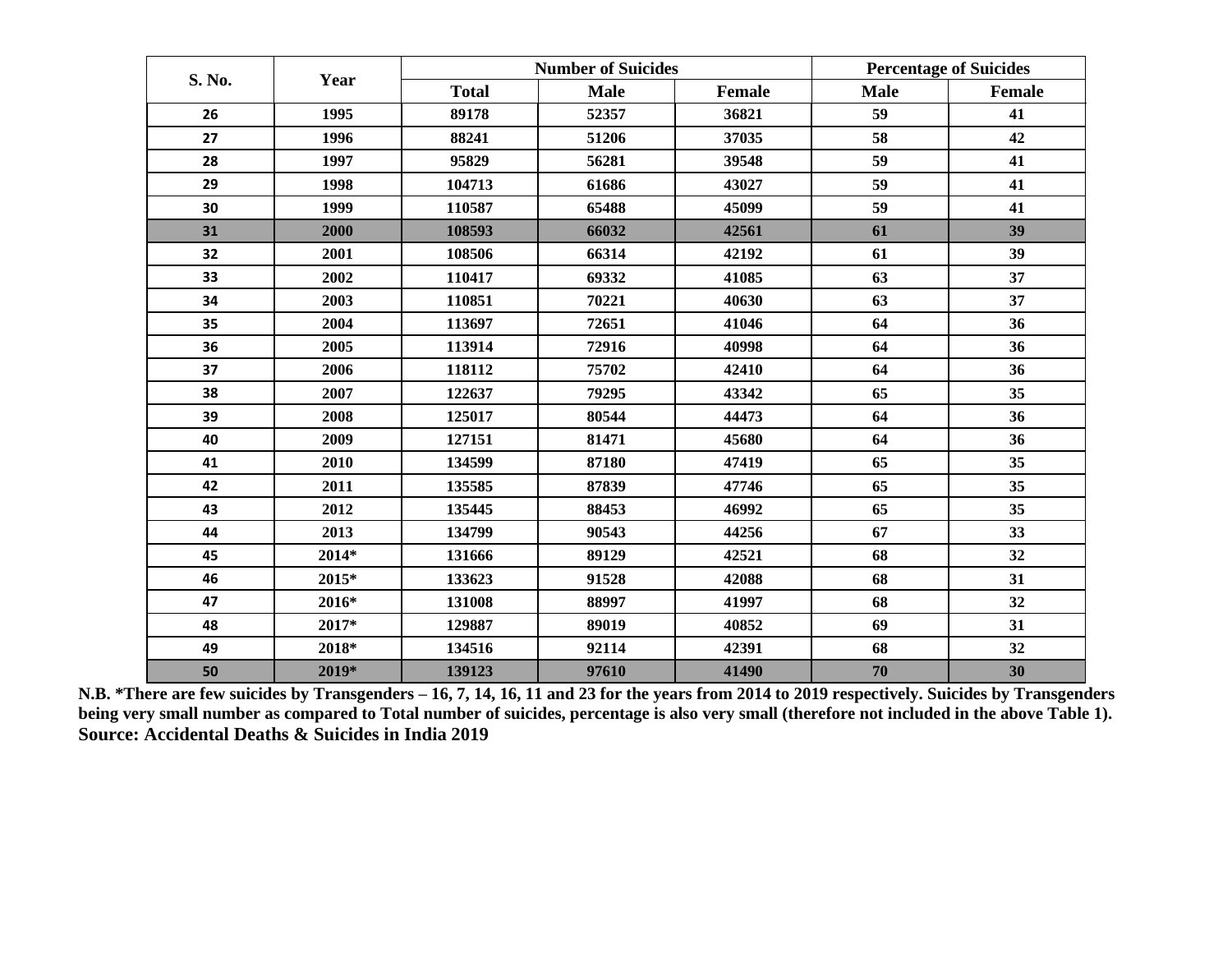| S. No. | Year | Number of Suicides | | | Percentage of Suicides | |
|---|---|---|---|---|---|---|
| | | Total | Male | Female | Male | Female |
| 26 | 1995 | 89178 | 52357 | 36821 | 59 | 41 |
| 27 | 1996 | 88241 | 51206 | 37035 | 58 | 42 |
| 28 | 1997 | 95829 | 56281 | 39548 | 59 | 41 |
| 29 | 1998 | 104713 | 61686 | 43027 | 59 | 41 |
| 30 | 1999 | 110587 | 65488 | 45099 | 59 | 41 |
| 31 | 2000 | 108593 | 66032 | 42561 | 61 | 39 |
| 32 | 2001 | 108506 | 66314 | 42192 | 61 | 39 |
| 33 | 2002 | 110417 | 69332 | 41085 | 63 | 37 |
| 34 | 2003 | 110851 | 70221 | 40630 | 63 | 37 |
| 35 | 2004 | 113697 | 72651 | 41046 | 64 | 36 |
| 36 | 2005 | 113914 | 72916 | 40998 | 64 | 36 |
| 37 | 2006 | 118112 | 75702 | 42410 | 64 | 36 |
| 38 | 2007 | 122637 | 79295 | 43342 | 65 | 35 |
| 39 | 2008 | 125017 | 80544 | 44473 | 64 | 36 |
| 40 | 2009 | 127151 | 81471 | 45680 | 64 | 36 |
| 41 | 2010 | 134599 | 87180 | 47419 | 65 | 35 |
| 42 | 2011 | 135585 | 87839 | 47746 | 65 | 35 |
| 43 | 2012 | 135445 | 88453 | 46992 | 65 | 35 |
| 44 | 2013 | 134799 | 90543 | 44256 | 67 | 33 |
| 45 | 2014* | 131666 | 89129 | 42521 | 68 | 32 |
| 46 | 2015* | 133623 | 91528 | 42088 | 68 | 31 |
| 47 | 2016* | 131008 | 88997 | 41997 | 68 | 32 |
| 48 | 2017* | 129887 | 89019 | 40852 | 69 | 31 |
| 49 | 2018* | 134516 | 92114 | 42391 | 68 | 32 |
| 50 | 2019* | 139123 | 97610 | 41490 | 70 | 30 |

**N.B. *There are few suicides by Transgenders – 16, 7, 14, 16, 11 and 23 for the years from 2014 to 2019 respectively. Suicides by Transgenders being very small number as compared to Total number of suicides, percentage is also very small (therefore not included in the above Table 1).**

**Source: Accidental Deaths & Suicides in India 2019**